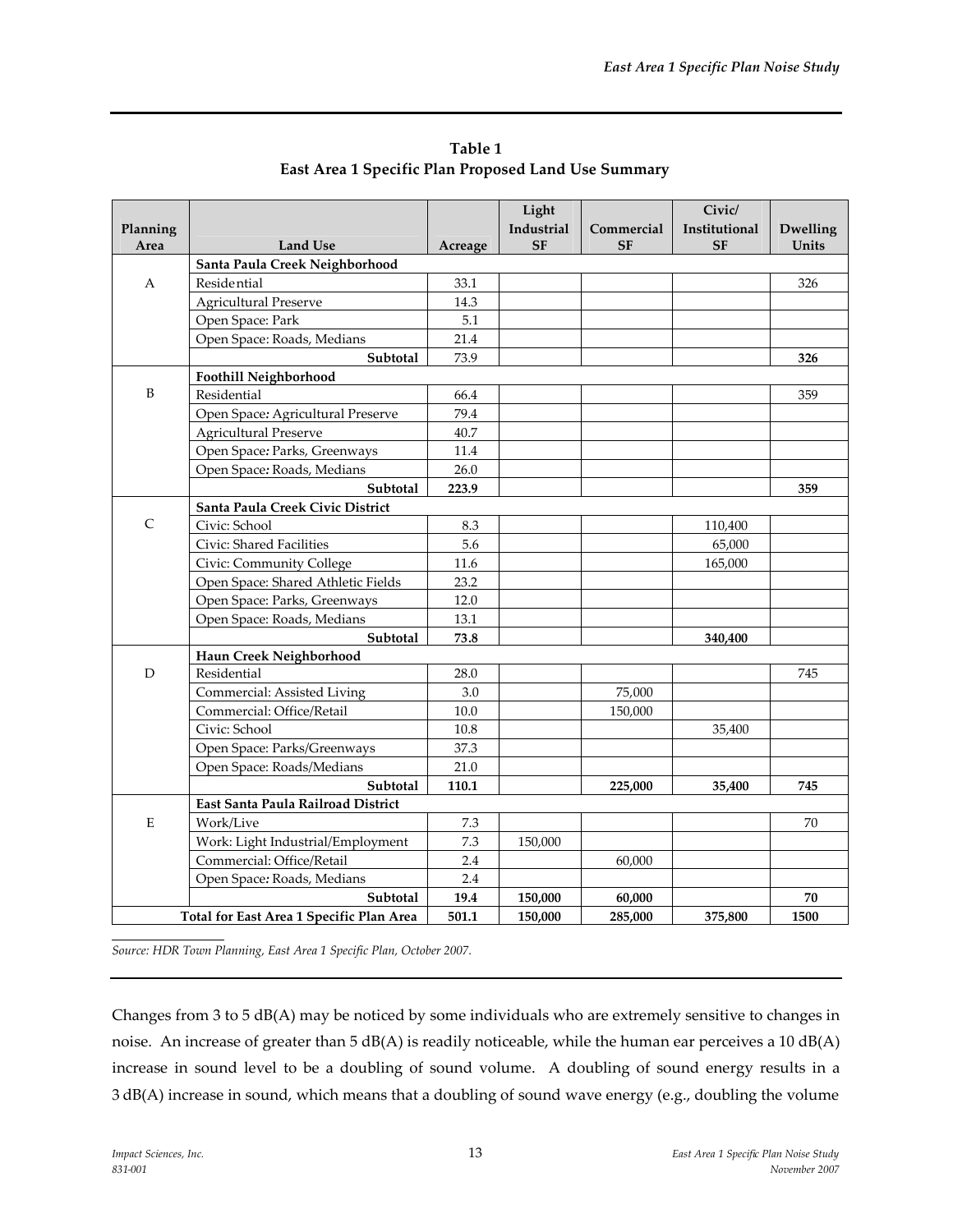**Table 1**
**East Area 1 Specific Plan Proposed Land Use Summary**

| Planning Area | Land Use | Acreage | Light Industrial SF | Commercial SF | Civic/ Institutional SF | Dwelling Units |
|---|---|---|---|---|---|---|
| | **Santa Paula Creek Neighborhood** | | | | | |
| A | Residential | 33.1 | | | | 326 |
| | Agricultural Preserve | 14.3 | | | | |
| | Open Space: Park | 5.1 | | | | |
| | Open Space: Roads, Medians | 21.4 | | | | |
| | **Subtotal** | **73.9** | | | | **326** |
| | **Foothill Neighborhood** | | | | | |
| B | Residential | 66.4 | | | | 359 |
| | Open Space: Agricultural Preserve | 79.4 | | | | |
| | Agricultural Preserve | 40.7 | | | | |
| | Open Space: Parks, Greenways | 11.4 | | | | |
| | Open Space: Roads, Medians | 26.0 | | | | |
| | **Subtotal** | **223.9** | | | | **359** |
| | **Santa Paula Creek Civic District** | | | | | |
| C | Civic: School | 8.3 | | | 110,400 | |
| | Civic: Shared Facilities | 5.6 | | | 65,000 | |
| | Civic: Community College | 11.6 | | | 165,000 | |
| | Open Space: Shared Athletic Fields | 23.2 | | | | |
| | Open Space: Parks, Greenways | 12.0 | | | | |
| | Open Space: Roads, Medians | 13.1 | | | | |
| | **Subtotal** | **73.8** | | | **340,400** | |
| | **Haun Creek Neighborhood** | | | | | |
| D | Residential | 28.0 | | | | 745 |
| | Commercial: Assisted Living | 3.0 | | 75,000 | | |
| | Commercial: Office/Retail | 10.0 | | 150,000 | | |
| | Civic: School | 10.8 | | | 35,400 | |
| | Open Space: Parks/Greenways | 37.3 | | | | |
| | Open Space: Roads/Medians | 21.0 | | | | |
| | **Subtotal** | **110.1** | | **225,000** | **35,400** | **745** |
| | **East Santa Paula Railroad District** | | | | | |
| E | Work/Live | 7.3 | | | | 70 |
| | Work: Light Industrial/Employment | 7.3 | 150,000 | | | |
| | Commercial: Office/Retail | 2.4 | | 60,000 | | |
| | Open Space: Roads, Medians | 2.4 | | | | |
| | **Subtotal** | **19.4** | **150,000** | **60,000** | | **70** |
| **Total for East Area 1 Specific Plan Area** | | **501.1** | **150,000** | **285,000** | **375,800** | **1500** |

*Source: HDR Town Planning, East Area 1 Specific Plan, October 2007.*

Changes from 3 to 5 dB(A) may be noticed by some individuals who are extremely sensitive to changes in noise. An increase of greater than 5 dB(A) is readily noticeable, while the human ear perceives a 10 dB(A) increase in sound level to be a doubling of sound volume. A doubling of sound energy results in a 3 dB(A) increase in sound, which means that a doubling of sound wave energy (e.g., doubling the volume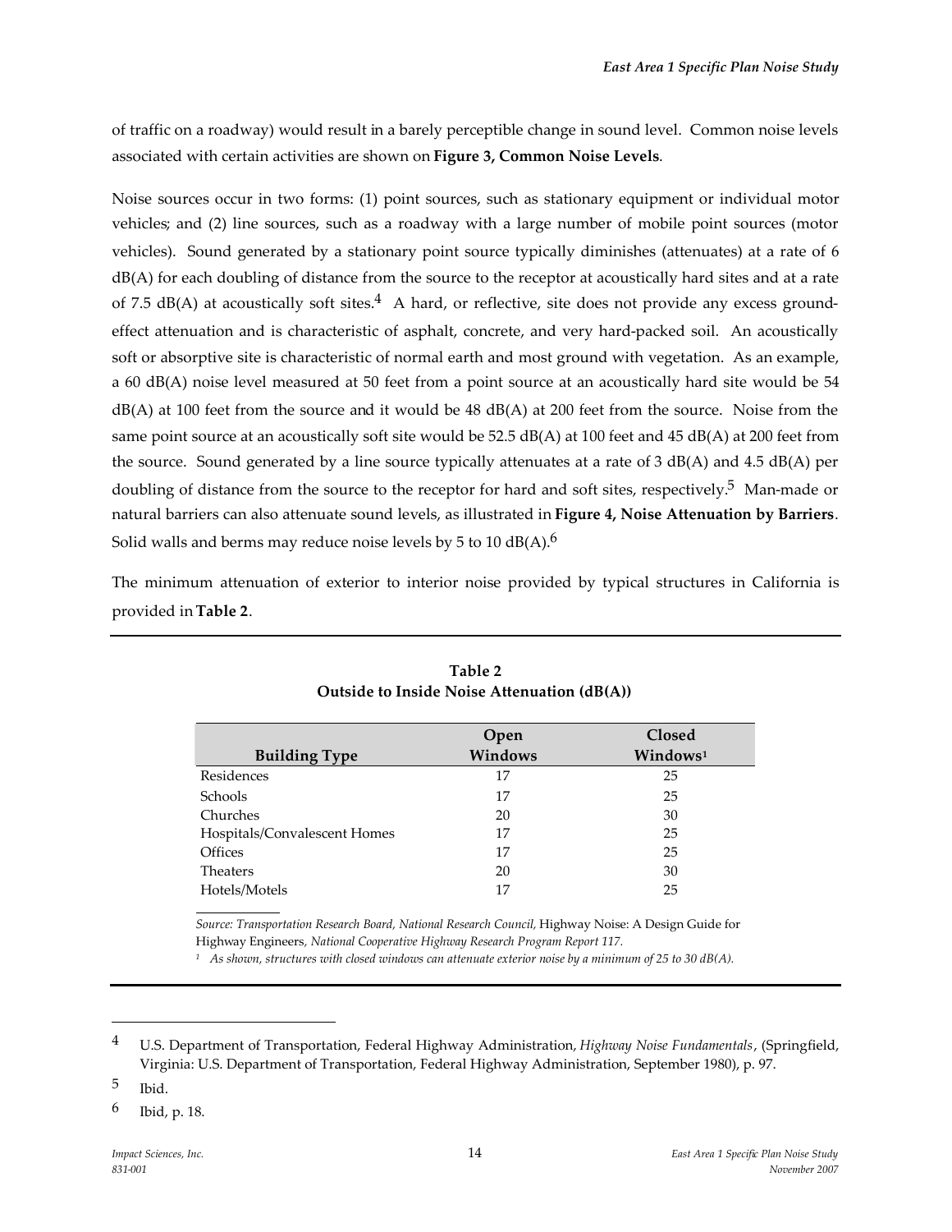of traffic on a roadway) would result in a barely perceptible change in sound level. Common noise levels associated with certain activities are shown on **Figure 3, Common Noise Levels**.

Noise sources occur in two forms: (1) point sources, such as stationary equipment or individual motor vehicles; and (2) line sources, such as a roadway with a large number of mobile point sources (motor vehicles). Sound generated by a stationary point source typically diminishes (attenuates) at a rate of 6 dB(A) for each doubling of distance from the source to the receptor at acoustically hard sites and at a rate of 7.5 dB(A) at acoustically soft sites.[4] A hard, or reflective, site does not provide any excess ground-effect attenuation and is characteristic of asphalt, concrete, and very hard-packed soil. An acoustically soft or absorptive site is characteristic of normal earth and most ground with vegetation. As an example, a 60 dB(A) noise level measured at 50 feet from a point source at an acoustically hard site would be 54 dB(A) at 100 feet from the source and it would be 48 dB(A) at 200 feet from the source. Noise from the same point source at an acoustically soft site would be 52.5 dB(A) at 100 feet and 45 dB(A) at 200 feet from the source. Sound generated by a line source typically attenuates at a rate of 3 dB(A) and 4.5 dB(A) per doubling of distance from the source to the receptor for hard and soft sites, respectively.[5] Man-made or natural barriers can also attenuate sound levels, as illustrated in **Figure 4, Noise Attenuation by Barriers**. Solid walls and berms may reduce noise levels by 5 to 10 dB(A).[6]

The minimum attenuation of exterior to interior noise provided by typical structures in California is provided in **Table 2**.

**Table 2**
**Outside to Inside Noise Attenuation (dB(A))**

| Building Type | Open Windows | Closed Windows[1] |
|---|---|---|
| Residences | 17 | 25 |
| Schools | 17 | 25 |
| Churches | 20 | 30 |
| Hospitals/Convalescent Homes | 17 | 25 |
| Offices | 17 | 25 |
| Theaters | 20 | 30 |
| Hotels/Motels | 17 | 25 |

*Source: Transportation Research Board, National Research Council,* Highway Noise: A Design Guide for Highway Engineers*, National Cooperative Highway Research Program Report 117.*

[1] *As shown, structures with closed windows can attenuate exterior noise by a minimum of 25 to 30 dB(A).*

---

[4] U.S. Department of Transportation, Federal Highway Administration, *Highway Noise Fundamentals*, (Springfield, Virginia: U.S. Department of Transportation, Federal Highway Administration, September 1980), p. 97.

[5] Ibid.

[6] Ibid, p. 18.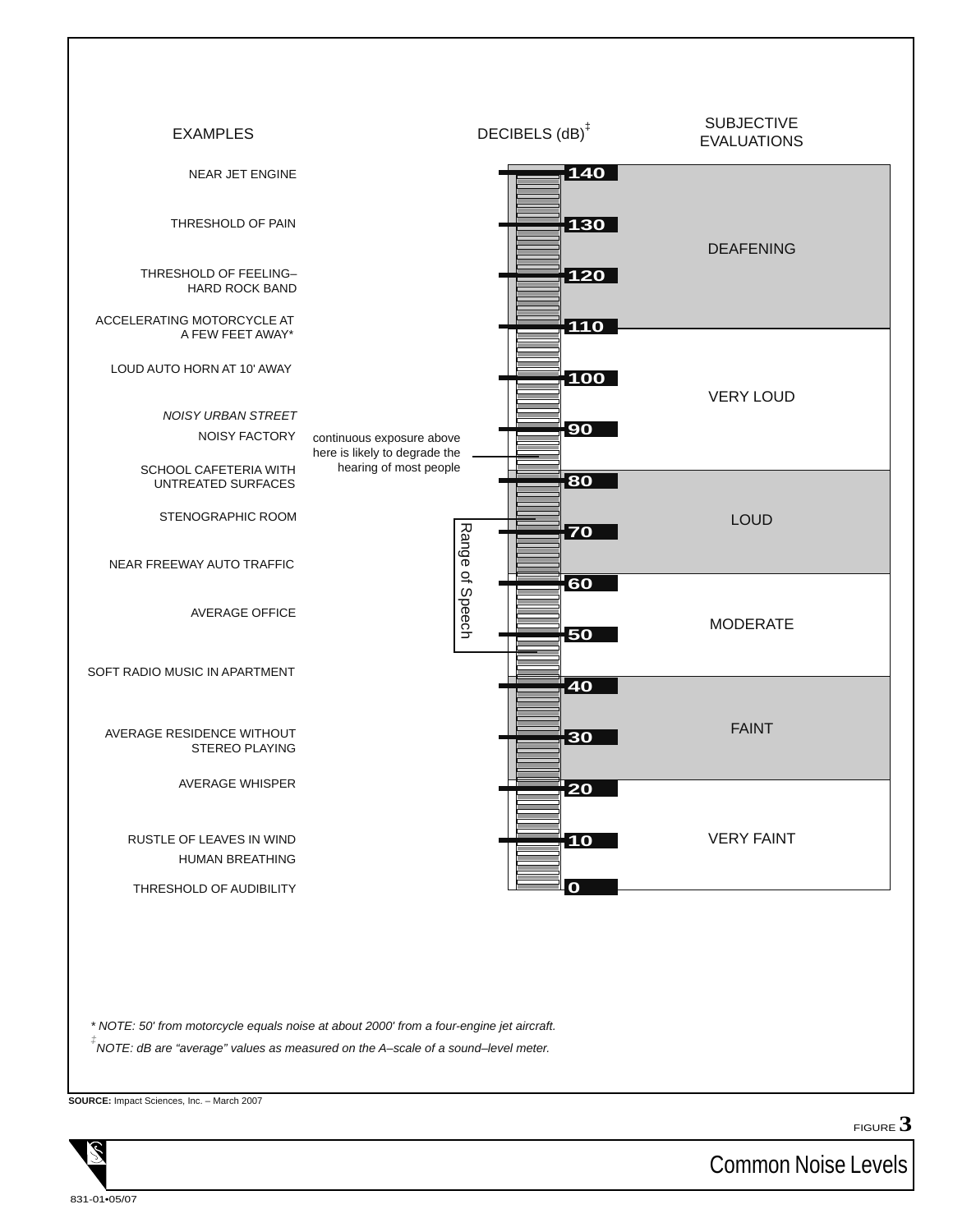# Common Noise Levels

| EXAMPLES | DECIBELS (dB)[‡] | SUBJECTIVE EVALUATIONS |
|---|---|---|
| NEAR JET ENGINE | 140 | DEAFENING |
| THRESHOLD OF PAIN | 130 | |
| THRESHOLD OF FEELING– HARD ROCK BAND | 120 | |
| ACCELERATING MOTORCYCLE AT A FEW FEET AWAY* | 110 | |
| LOUD AUTO HORN AT 10' AWAY | 100 | VERY LOUD |
| *NOISY URBAN STREET* | | |
| NOISY FACTORY | 90 | |
| SCHOOL CAFETERIA WITH UNTREATED SURFACES | 80 | LOUD |
| STENOGRAPHIC ROOM | 70 | |
| NEAR FREEWAY AUTO TRAFFIC | 60 | MODERATE |
| AVERAGE OFFICE | 50 | |
| SOFT RADIO MUSIC IN APARTMENT | 40 | FAINT |
| AVERAGE RESIDENCE WITHOUT STEREO PLAYING | 30 | |
| AVERAGE WHISPER | 20 | VERY FAINT |
| RUSTLE OF LEAVES IN WIND | 10 | |
| HUMAN BREATHING | | |
| THRESHOLD OF AUDIBILITY | 0 | |

continuous exposure above here is likely to degrade the hearing of most people (approximately 85 dB)

Range of Speech (approximately 48 to 72 dB)

*\* NOTE: 50' from motorcycle equals noise at about 2000' from a four-engine jet aircraft.*

*‡ NOTE: dB are "average" values as measured on the A–scale of a sound–level meter.*

**SOURCE:** Impact Sciences, Inc. – March 2007

FIGURE 3

Common Noise Levels

831-01•05/07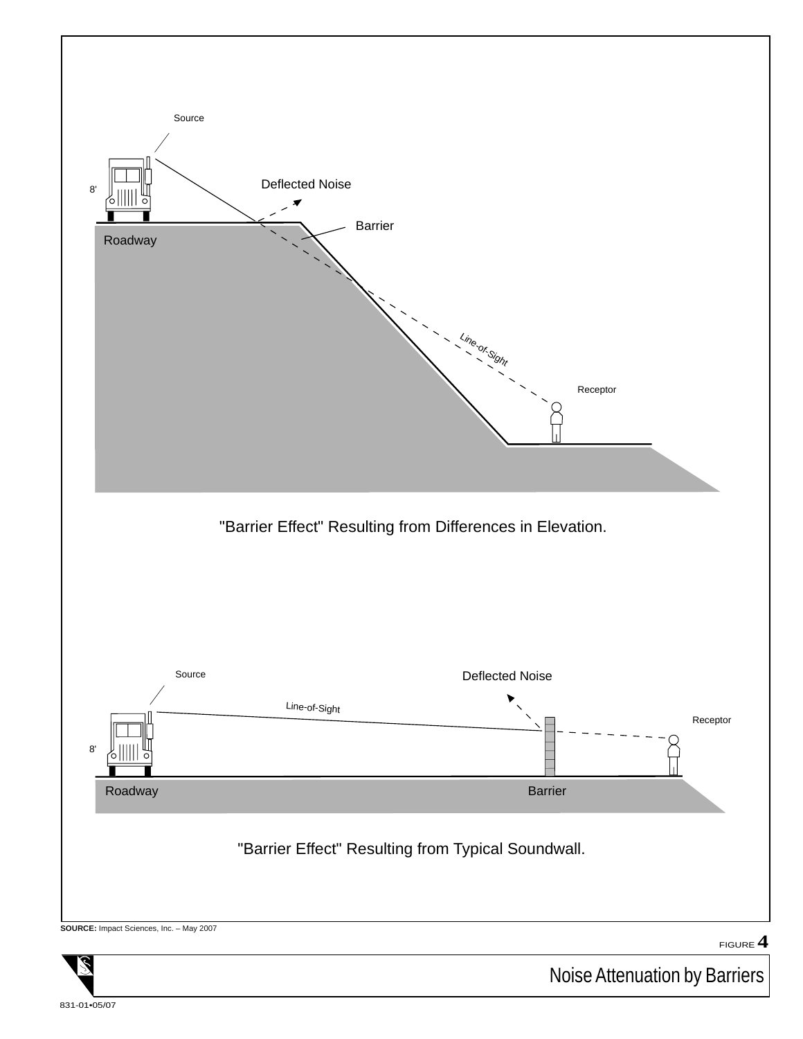Source

Deflected Noise

8'

Barrier

Roadway

Line-of-Sight

Receptor

"Barrier Effect" Resulting from Differences in Elevation.

Source

Deflected Noise

Line-of-Sight

Receptor

8'

Roadway

Barrier

"Barrier Effect" Resulting from Typical Soundwall.

**SOURCE:** Impact Sciences, Inc. – May 2007

FIGURE **4**

Noise Attenuation by Barriers

831-01•05/07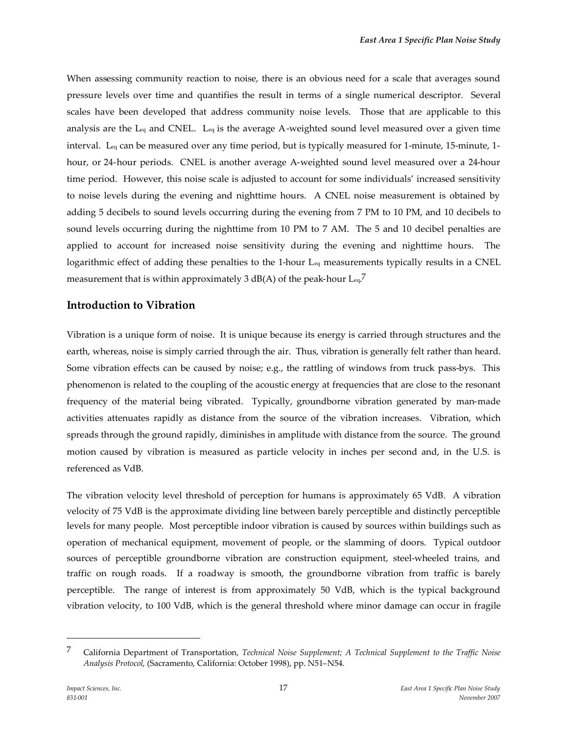When assessing community reaction to noise, there is an obvious need for a scale that averages sound pressure levels over time and quantifies the result in terms of a single numerical descriptor. Several scales have been developed that address community noise levels. Those that are applicable to this analysis are the $L_{eq}$ and CNEL. $L_{eq}$ is the average A-weighted sound level measured over a given time interval. $L_{eq}$ can be measured over any time period, but is typically measured for 1-minute, 15-minute, 1-hour, or 24-hour periods. CNEL is another average A-weighted sound level measured over a 24-hour time period. However, this noise scale is adjusted to account for some individuals' increased sensitivity to noise levels during the evening and nighttime hours. A CNEL noise measurement is obtained by adding 5 decibels to sound levels occurring during the evening from 7 PM to 10 PM, and 10 decibels to sound levels occurring during the nighttime from 10 PM to 7 AM. The 5 and 10 decibel penalties are applied to account for increased noise sensitivity during the evening and nighttime hours. The logarithmic effect of adding these penalties to the 1-hour $L_{eq}$ measurements typically results in a CNEL measurement that is within approximately 3 dB(A) of the peak-hour $L_{eq}$.[7]

## Introduction to Vibration

Vibration is a unique form of noise. It is unique because its energy is carried through structures and the earth, whereas, noise is simply carried through the air. Thus, vibration is generally felt rather than heard. Some vibration effects can be caused by noise; e.g., the rattling of windows from truck pass-bys. This phenomenon is related to the coupling of the acoustic energy at frequencies that are close to the resonant frequency of the material being vibrated. Typically, groundborne vibration generated by man-made activities attenuates rapidly as distance from the source of the vibration increases. Vibration, which spreads through the ground rapidly, diminishes in amplitude with distance from the source. The ground motion caused by vibration is measured as particle velocity in inches per second and, in the U.S. is referenced as VdB.

The vibration velocity level threshold of perception for humans is approximately 65 VdB. A vibration velocity of 75 VdB is the approximate dividing line between barely perceptible and distinctly perceptible levels for many people. Most perceptible indoor vibration is caused by sources within buildings such as operation of mechanical equipment, movement of people, or the slamming of doors. Typical outdoor sources of perceptible groundborne vibration are construction equipment, steel-wheeled trains, and traffic on rough roads. If a roadway is smooth, the groundborne vibration from traffic is barely perceptible. The range of interest is from approximately 50 VdB, which is the typical background vibration velocity, to 100 VdB, which is the general threshold where minor damage can occur in fragile

---

[7] California Department of Transportation, *Technical Noise Supplement; A Technical Supplement to the Traffic Noise Analysis Protocol*, (Sacramento, California: October 1998), pp. N51–N54.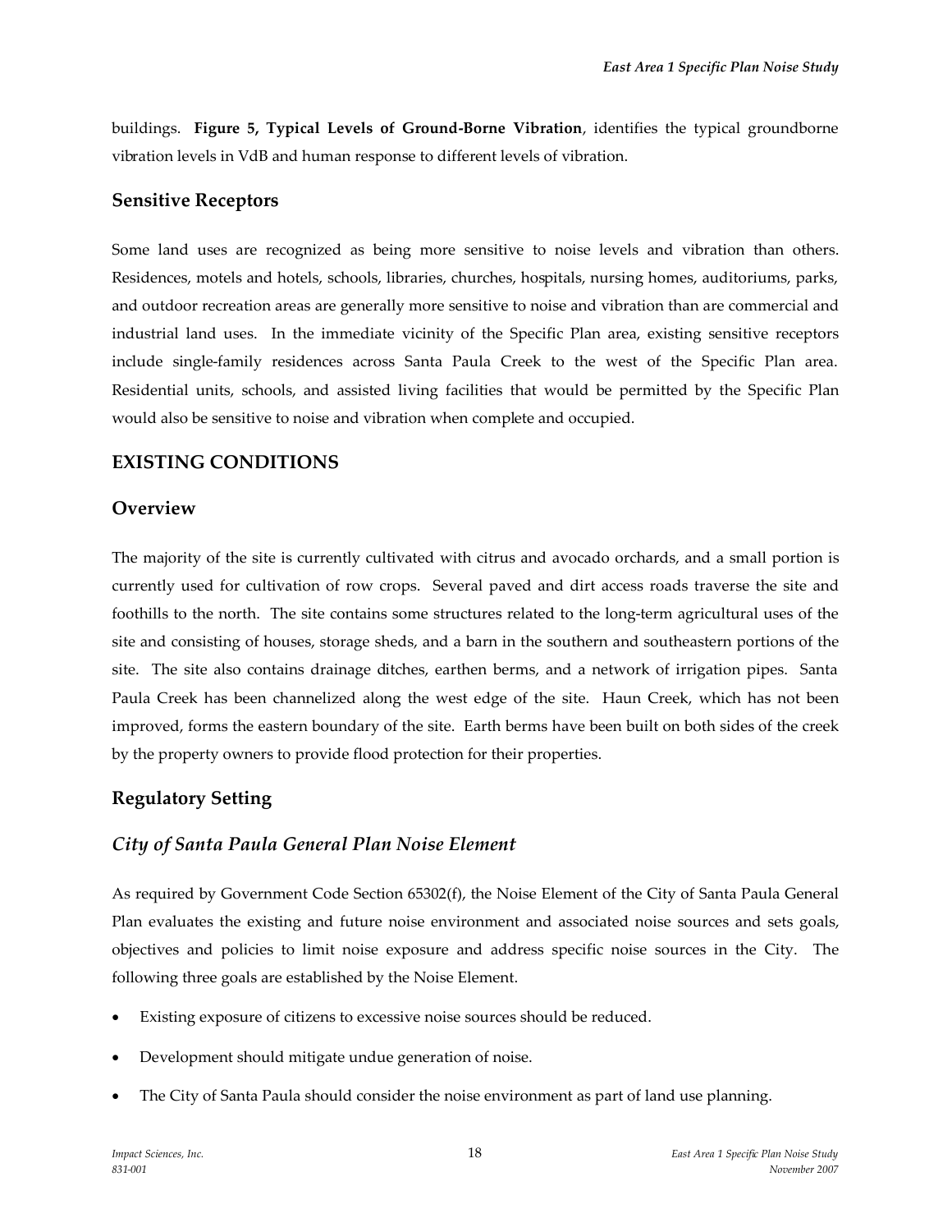buildings. **Figure 5, Typical Levels of Ground-Borne Vibration**, identifies the typical groundborne vibration levels in VdB and human response to different levels of vibration.

### Sensitive Receptors

Some land uses are recognized as being more sensitive to noise levels and vibration than others. Residences, motels and hotels, schools, libraries, churches, hospitals, nursing homes, auditoriums, parks, and outdoor recreation areas are generally more sensitive to noise and vibration than are commercial and industrial land uses. In the immediate vicinity of the Specific Plan area, existing sensitive receptors include single-family residences across Santa Paula Creek to the west of the Specific Plan area. Residential units, schools, and assisted living facilities that would be permitted by the Specific Plan would also be sensitive to noise and vibration when complete and occupied.

## EXISTING CONDITIONS

### Overview

The majority of the site is currently cultivated with citrus and avocado orchards, and a small portion is currently used for cultivation of row crops. Several paved and dirt access roads traverse the site and foothills to the north. The site contains some structures related to the long-term agricultural uses of the site and consisting of houses, storage sheds, and a barn in the southern and southeastern portions of the site. The site also contains drainage ditches, earthen berms, and a network of irrigation pipes. Santa Paula Creek has been channelized along the west edge of the site. Haun Creek, which has not been improved, forms the eastern boundary of the site. Earth berms have been built on both sides of the creek by the property owners to provide flood protection for their properties.

### Regulatory Setting

#### *City of Santa Paula General Plan Noise Element*

As required by Government Code Section 65302(f), the Noise Element of the City of Santa Paula General Plan evaluates the existing and future noise environment and associated noise sources and sets goals, objectives and policies to limit noise exposure and address specific noise sources in the City. The following three goals are established by the Noise Element.

- Existing exposure of citizens to excessive noise sources should be reduced.
- Development should mitigate undue generation of noise.
- The City of Santa Paula should consider the noise environment as part of land use planning.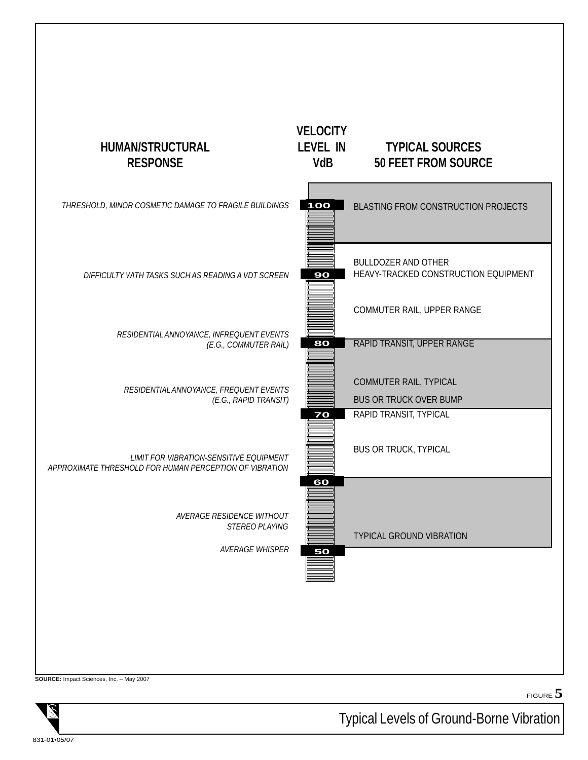| HUMAN/STRUCTURAL RESPONSE | VELOCITY LEVEL IN VdB | TYPICAL SOURCES 50 FEET FROM SOURCE |
|---|---|---|
| *THRESHOLD, MINOR COSMETIC DAMAGE TO FRAGILE BUILDINGS* | 100 | BLASTING FROM CONSTRUCTION PROJECTS |
| | | BULLDOZER AND OTHER HEAVY-TRACKED CONSTRUCTION EQUIPMENT |
| *DIFFICULTY WITH TASKS SUCH AS READING A VDT SCREEN* | 90 | |
| | | COMMUTER RAIL, UPPER RANGE |
| *RESIDENTIAL ANNOYANCE, INFREQUENT EVENTS (E.G., COMMUTER RAIL)* | 80 | RAPID TRANSIT, UPPER RANGE |
| *RESIDENTIAL ANNOYANCE, FREQUENT EVENTS (E.G., RAPID TRANSIT)* | | COMMUTER RAIL, TYPICAL |
| | | BUS OR TRUCK OVER BUMP |
| | 70 | RAPID TRANSIT, TYPICAL |
| *LIMIT FOR VIBRATION-SENSITIVE EQUIPMENT* *APPROXIMATE THRESHOLD FOR HUMAN PERCEPTION OF VIBRATION* | | BUS OR TRUCK, TYPICAL |
| | 60 | |
| *AVERAGE RESIDENCE WITHOUT STEREO PLAYING* | | TYPICAL GROUND VIBRATION |
| *AVERAGE WHISPER* | 50 | |

**SOURCE:** Impact Sciences, Inc. – May 2007

FIGURE 5

Typical Levels of Ground-Borne Vibration

831-01•05/07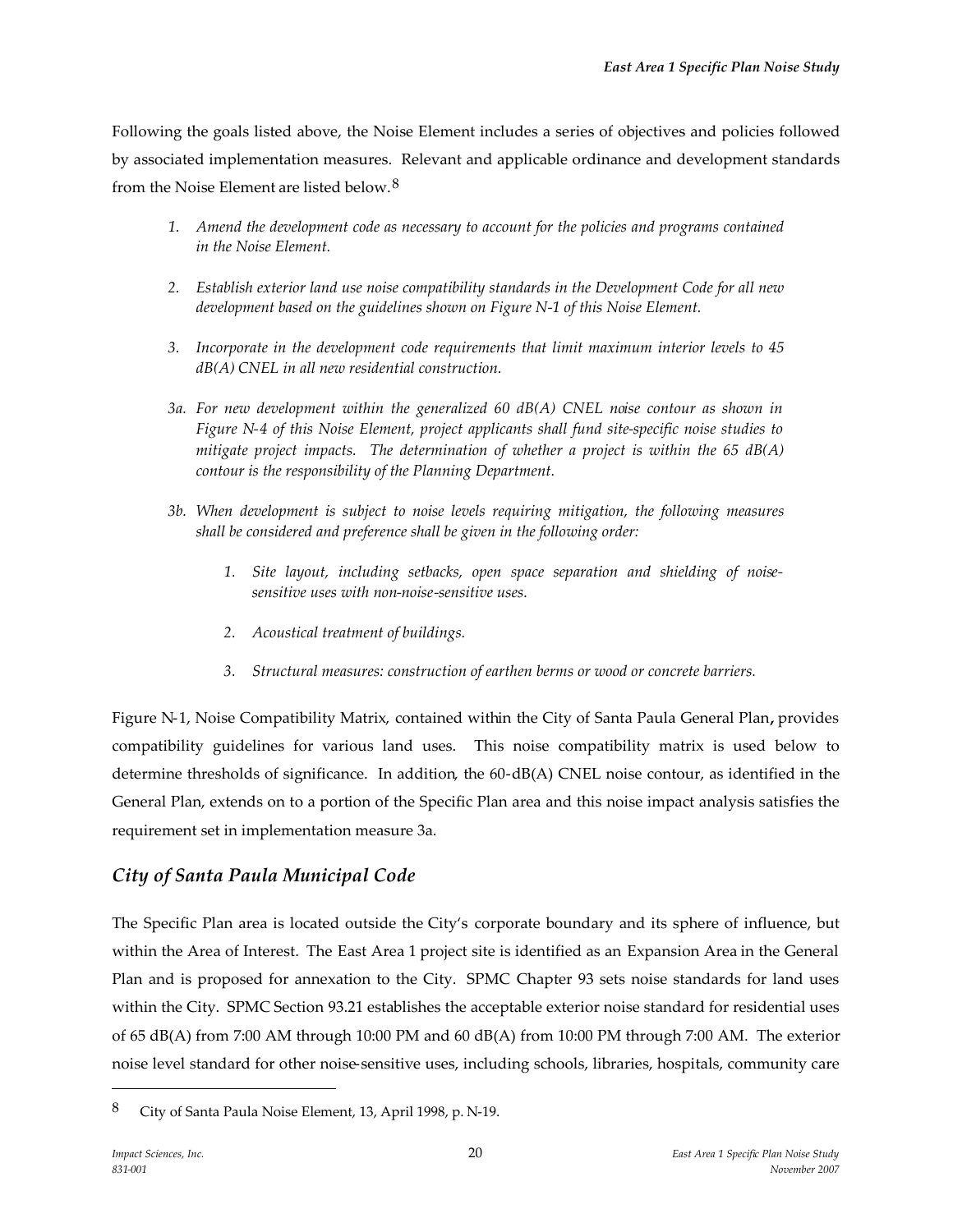Following the goals listed above, the Noise Element includes a series of objectives and policies followed by associated implementation measures. Relevant and applicable ordinance and development standards from the Noise Element are listed below.[8]

1. *Amend the development code as necessary to account for the policies and programs contained in the Noise Element.*

2. *Establish exterior land use noise compatibility standards in the Development Code for all new development based on the guidelines shown on Figure N-1 of this Noise Element.*

3. *Incorporate in the development code requirements that limit maximum interior levels to 45 dB(A) CNEL in all new residential construction.*

3a. *For new development within the generalized 60 dB(A) CNEL noise contour as shown in Figure N-4 of this Noise Element, project applicants shall fund site-specific noise studies to mitigate project impacts. The determination of whether a project is within the 65 dB(A) contour is the responsibility of the Planning Department.*

3b. *When development is subject to noise levels requiring mitigation, the following measures shall be considered and preference shall be given in the following order:*

   1. *Site layout, including setbacks, open space separation and shielding of noise-sensitive uses with non-noise-sensitive uses.*

   2. *Acoustical treatment of buildings.*

   3. *Structural measures: construction of earthen berms or wood or concrete barriers.*

Figure N-1, Noise Compatibility Matrix, contained within the City of Santa Paula General Plan**,** provides compatibility guidelines for various land uses. This noise compatibility matrix is used below to determine thresholds of significance. In addition, the 60-dB(A) CNEL noise contour, as identified in the General Plan, extends on to a portion of the Specific Plan area and this noise impact analysis satisfies the requirement set in implementation measure 3a.

## *City of Santa Paula Municipal Code*

The Specific Plan area is located outside the City's corporate boundary and its sphere of influence, but within the Area of Interest. The East Area 1 project site is identified as an Expansion Area in the General Plan and is proposed for annexation to the City. SPMC Chapter 93 sets noise standards for land uses within the City. SPMC Section 93.21 establishes the acceptable exterior noise standard for residential uses of 65 dB(A) from 7:00 AM through 10:00 PM and 60 dB(A) from 10:00 PM through 7:00 AM. The exterior noise level standard for other noise-sensitive uses, including schools, libraries, hospitals, community care

---

[8] City of Santa Paula Noise Element, 13, April 1998, p. N-19.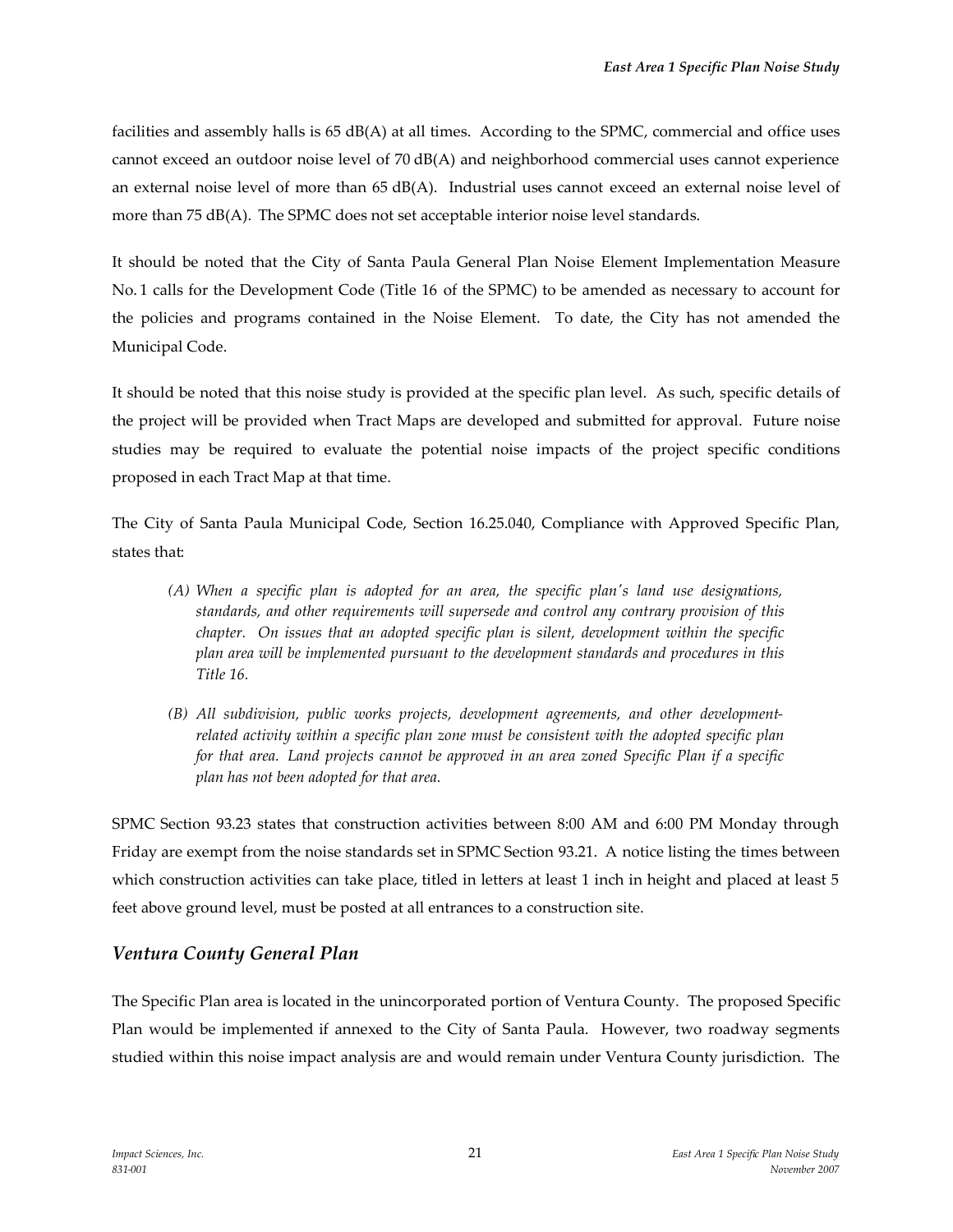facilities and assembly halls is 65 dB(A) at all times. According to the SPMC, commercial and office uses cannot exceed an outdoor noise level of 70 dB(A) and neighborhood commercial uses cannot experience an external noise level of more than 65 dB(A). Industrial uses cannot exceed an external noise level of more than 75 dB(A). The SPMC does not set acceptable interior noise level standards.

It should be noted that the City of Santa Paula General Plan Noise Element Implementation Measure No. 1 calls for the Development Code (Title 16 of the SPMC) to be amended as necessary to account for the policies and programs contained in the Noise Element. To date, the City has not amended the Municipal Code.

It should be noted that this noise study is provided at the specific plan level. As such, specific details of the project will be provided when Tract Maps are developed and submitted for approval. Future noise studies may be required to evaluate the potential noise impacts of the project specific conditions proposed in each Tract Map at that time.

The City of Santa Paula Municipal Code, Section 16.25.040, Compliance with Approved Specific Plan, states that:

> *(A) When a specific plan is adopted for an area, the specific plan's land use designations, standards, and other requirements will supersede and control any contrary provision of this chapter. On issues that an adopted specific plan is silent, development within the specific plan area will be implemented pursuant to the development standards and procedures in this Title 16.*
>
> *(B) All subdivision, public works projects, development agreements, and other development-related activity within a specific plan zone must be consistent with the adopted specific plan for that area. Land projects cannot be approved in an area zoned Specific Plan if a specific plan has not been adopted for that area.*

SPMC Section 93.23 states that construction activities between 8:00 AM and 6:00 PM Monday through Friday are exempt from the noise standards set in SPMC Section 93.21. A notice listing the times between which construction activities can take place, titled in letters at least 1 inch in height and placed at least 5 feet above ground level, must be posted at all entrances to a construction site.

## *Ventura County General Plan*

The Specific Plan area is located in the unincorporated portion of Ventura County. The proposed Specific Plan would be implemented if annexed to the City of Santa Paula. However, two roadway segments studied within this noise impact analysis are and would remain under Ventura County jurisdiction. The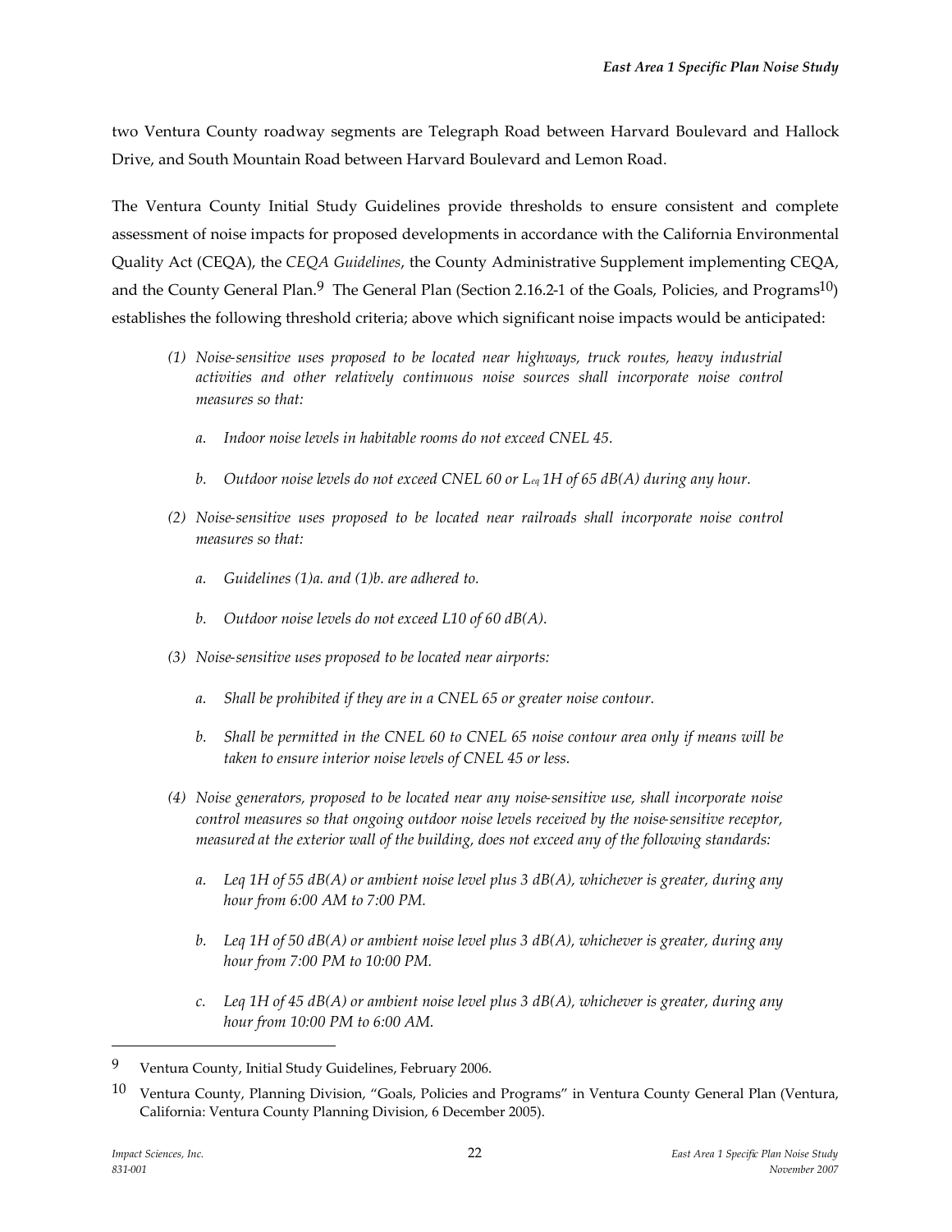two Ventura County roadway segments are Telegraph Road between Harvard Boulevard and Hallock Drive, and South Mountain Road between Harvard Boulevard and Lemon Road.

The Ventura County Initial Study Guidelines provide thresholds to ensure consistent and complete assessment of noise impacts for proposed developments in accordance with the California Environmental Quality Act (CEQA), the *CEQA Guidelines*, the County Administrative Supplement implementing CEQA, and the County General Plan.[9] The General Plan (Section 2.16.2-1 of the Goals, Policies, and Programs[10]) establishes the following threshold criteria; above which significant noise impacts would be anticipated:

> *(1) Noise-sensitive uses proposed to be located near highways, truck routes, heavy industrial activities and other relatively continuous noise sources shall incorporate noise control measures so that:*
>
> *a. Indoor noise levels in habitable rooms do not exceed CNEL 45.*
>
> *b. Outdoor noise levels do not exceed CNEL 60 or $L_{eq}$ 1H of 65 dB(A) during any hour.*
>
> *(2) Noise-sensitive uses proposed to be located near railroads shall incorporate noise control measures so that:*
>
> *a. Guidelines (1)a. and (1)b. are adhered to.*
>
> *b. Outdoor noise levels do not exceed L10 of 60 dB(A).*
>
> *(3) Noise-sensitive uses proposed to be located near airports:*
>
> *a. Shall be prohibited if they are in a CNEL 65 or greater noise contour.*
>
> *b. Shall be permitted in the CNEL 60 to CNEL 65 noise contour area only if means will be taken to ensure interior noise levels of CNEL 45 or less.*
>
> *(4) Noise generators, proposed to be located near any noise-sensitive use, shall incorporate noise control measures so that ongoing outdoor noise levels received by the noise-sensitive receptor, measured at the exterior wall of the building, does not exceed any of the following standards:*
>
> *a. Leq 1H of 55 dB(A) or ambient noise level plus 3 dB(A), whichever is greater, during any hour from 6:00 AM to 7:00 PM.*
>
> *b. Leq 1H of 50 dB(A) or ambient noise level plus 3 dB(A), whichever is greater, during any hour from 7:00 PM to 10:00 PM.*
>
> *c. Leq 1H of 45 dB(A) or ambient noise level plus 3 dB(A), whichever is greater, during any hour from 10:00 PM to 6:00 AM.*

---

[9] Ventura County, Initial Study Guidelines, February 2006.

[10] Ventura County, Planning Division, "Goals, Policies and Programs" in Ventura County General Plan (Ventura, California: Ventura County Planning Division, 6 December 2005).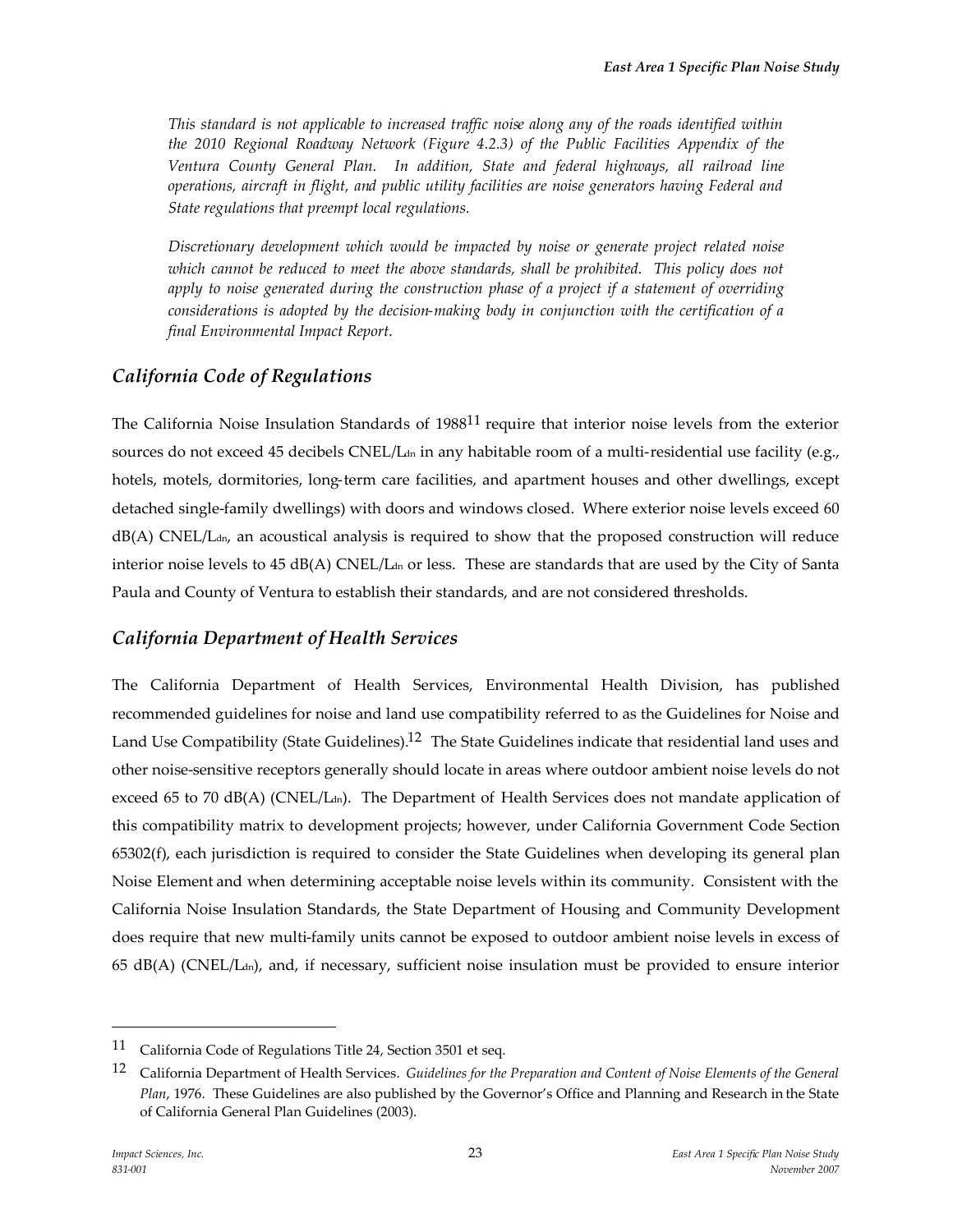*This standard is not applicable to increased traffic noise along any of the roads identified within the 2010 Regional Roadway Network (Figure 4.2.3) of the Public Facilities Appendix of the Ventura County General Plan. In addition, State and federal highways, all railroad line operations, aircraft in flight, and public utility facilities are noise generators having Federal and State regulations that preempt local regulations.*

*Discretionary development which would be impacted by noise or generate project related noise which cannot be reduced to meet the above standards, shall be prohibited. This policy does not apply to noise generated during the construction phase of a project if a statement of overriding considerations is adopted by the decision-making body in conjunction with the certification of a final Environmental Impact Report.*

## California Code of Regulations

The California Noise Insulation Standards of 1988[11] require that interior noise levels from the exterior sources do not exceed 45 decibels CNEL/$L_{dn}$ in any habitable room of a multi-residential use facility (e.g., hotels, motels, dormitories, long-term care facilities, and apartment houses and other dwellings, except detached single-family dwellings) with doors and windows closed. Where exterior noise levels exceed 60 dB(A) CNEL/$L_{dn}$, an acoustical analysis is required to show that the proposed construction will reduce interior noise levels to 45 dB(A) CNEL/$L_{dn}$ or less. These are standards that are used by the City of Santa Paula and County of Ventura to establish their standards, and are not considered thresholds.

## California Department of Health Services

The California Department of Health Services, Environmental Health Division, has published recommended guidelines for noise and land use compatibility referred to as the Guidelines for Noise and Land Use Compatibility (State Guidelines).[12] The State Guidelines indicate that residential land uses and other noise-sensitive receptors generally should locate in areas where outdoor ambient noise levels do not exceed 65 to 70 dB(A) (CNEL/$L_{dn}$). The Department of Health Services does not mandate application of this compatibility matrix to development projects; however, under California Government Code Section 65302(f), each jurisdiction is required to consider the State Guidelines when developing its general plan Noise Element and when determining acceptable noise levels within its community. Consistent with the California Noise Insulation Standards, the State Department of Housing and Community Development does require that new multi-family units cannot be exposed to outdoor ambient noise levels in excess of 65 dB(A) (CNEL/$L_{dn}$), and, if necessary, sufficient noise insulation must be provided to ensure interior

---

[11] California Code of Regulations Title 24, Section 3501 et seq.

[12] California Department of Health Services. *Guidelines for the Preparation and Content of Noise Elements of the General Plan*, 1976. These Guidelines are also published by the Governor's Office and Planning and Research in the State of California General Plan Guidelines (2003).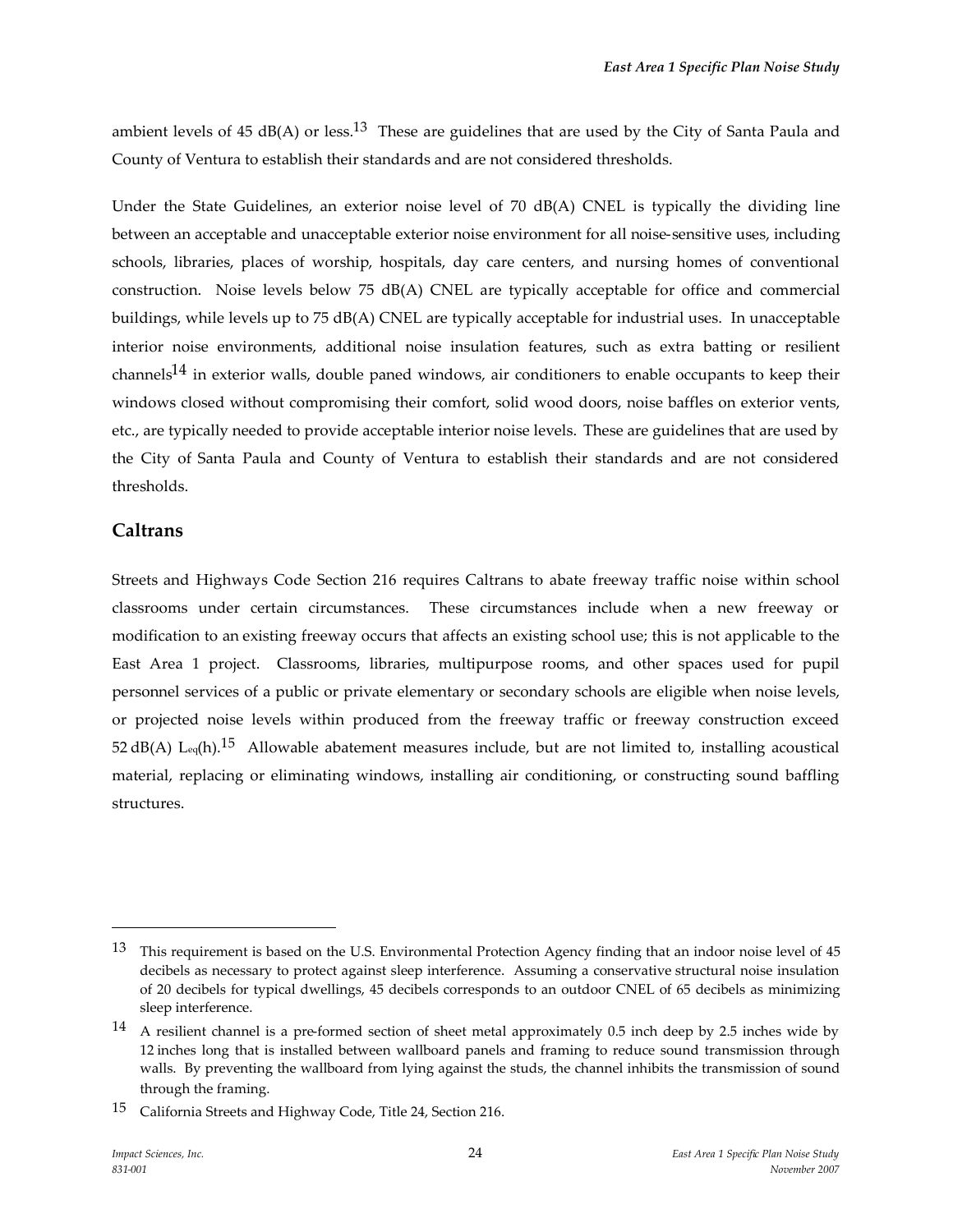ambient levels of 45 dB(A) or less.[13] These are guidelines that are used by the City of Santa Paula and County of Ventura to establish their standards and are not considered thresholds.

Under the State Guidelines, an exterior noise level of 70 dB(A) CNEL is typically the dividing line between an acceptable and unacceptable exterior noise environment for all noise-sensitive uses, including schools, libraries, places of worship, hospitals, day care centers, and nursing homes of conventional construction. Noise levels below 75 dB(A) CNEL are typically acceptable for office and commercial buildings, while levels up to 75 dB(A) CNEL are typically acceptable for industrial uses. In unacceptable interior noise environments, additional noise insulation features, such as extra batting or resilient channels[14] in exterior walls, double paned windows, air conditioners to enable occupants to keep their windows closed without compromising their comfort, solid wood doors, noise baffles on exterior vents, etc., are typically needed to provide acceptable interior noise levels. These are guidelines that are used by the City of Santa Paula and County of Ventura to establish their standards and are not considered thresholds.

## Caltrans

Streets and Highways Code Section 216 requires Caltrans to abate freeway traffic noise within school classrooms under certain circumstances. These circumstances include when a new freeway or modification to an existing freeway occurs that affects an existing school use; this is not applicable to the East Area 1 project. Classrooms, libraries, multipurpose rooms, and other spaces used for pupil personnel services of a public or private elementary or secondary schools are eligible when noise levels, or projected noise levels within produced from the freeway traffic or freeway construction exceed 52 dB(A) $L_{eq}$(h).[15] Allowable abatement measures include, but are not limited to, installing acoustical material, replacing or eliminating windows, installing air conditioning, or constructing sound baffling structures.

---

[13] This requirement is based on the U.S. Environmental Protection Agency finding that an indoor noise level of 45 decibels as necessary to protect against sleep interference. Assuming a conservative structural noise insulation of 20 decibels for typical dwellings, 45 decibels corresponds to an outdoor CNEL of 65 decibels as minimizing sleep interference.

[14] A resilient channel is a pre-formed section of sheet metal approximately 0.5 inch deep by 2.5 inches wide by 12 inches long that is installed between wallboard panels and framing to reduce sound transmission through walls. By preventing the wallboard from lying against the studs, the channel inhibits the transmission of sound through the framing.

[15] California Streets and Highway Code, Title 24, Section 216.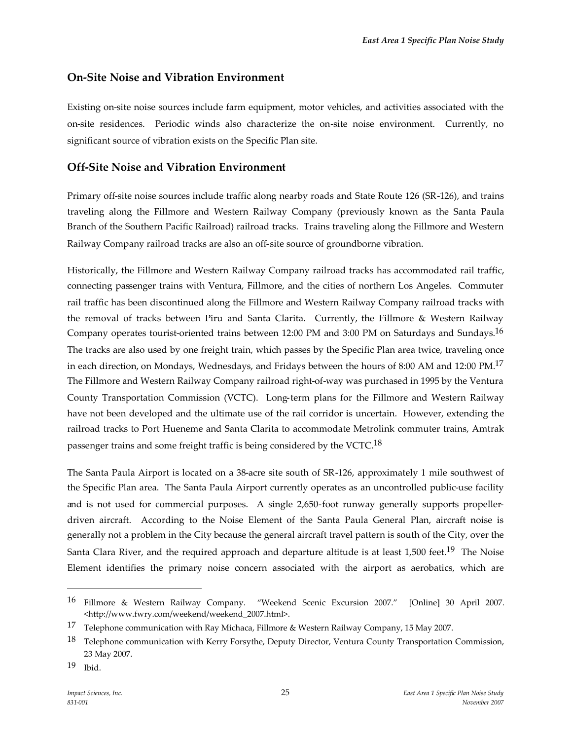## On-Site Noise and Vibration Environment

Existing on-site noise sources include farm equipment, motor vehicles, and activities associated with the on-site residences. Periodic winds also characterize the on-site noise environment. Currently, no significant source of vibration exists on the Specific Plan site.

## Off-Site Noise and Vibration Environment

Primary off-site noise sources include traffic along nearby roads and State Route 126 (SR-126), and trains traveling along the Fillmore and Western Railway Company (previously known as the Santa Paula Branch of the Southern Pacific Railroad) railroad tracks. Trains traveling along the Fillmore and Western Railway Company railroad tracks are also an off-site source of groundborne vibration.

Historically, the Fillmore and Western Railway Company railroad tracks has accommodated rail traffic, connecting passenger trains with Ventura, Fillmore, and the cities of northern Los Angeles. Commuter rail traffic has been discontinued along the Fillmore and Western Railway Company railroad tracks with the removal of tracks between Piru and Santa Clarita. Currently, the Fillmore & Western Railway Company operates tourist-oriented trains between 12:00 PM and 3:00 PM on Saturdays and Sundays.[16] The tracks are also used by one freight train, which passes by the Specific Plan area twice, traveling once in each direction, on Mondays, Wednesdays, and Fridays between the hours of 8:00 AM and 12:00 PM.[17] The Fillmore and Western Railway Company railroad right-of-way was purchased in 1995 by the Ventura County Transportation Commission (VCTC). Long-term plans for the Fillmore and Western Railway have not been developed and the ultimate use of the rail corridor is uncertain. However, extending the railroad tracks to Port Hueneme and Santa Clarita to accommodate Metrolink commuter trains, Amtrak passenger trains and some freight traffic is being considered by the VCTC.[18]

The Santa Paula Airport is located on a 38-acre site south of SR-126, approximately 1 mile southwest of the Specific Plan area. The Santa Paula Airport currently operates as an uncontrolled public-use facility and is not used for commercial purposes. A single 2,650-foot runway generally supports propeller-driven aircraft. According to the Noise Element of the Santa Paula General Plan, aircraft noise is generally not a problem in the City because the general aircraft travel pattern is south of the City, over the Santa Clara River, and the required approach and departure altitude is at least 1,500 feet.[19] The Noise Element identifies the primary noise concern associated with the airport as aerobatics, which are

---

[16] Fillmore & Western Railway Company. "Weekend Scenic Excursion 2007." [Online] 30 April 2007. <http://www.fwry.com/weekend/weekend_2007.html>.

[17] Telephone communication with Ray Michaca, Fillmore & Western Railway Company, 15 May 2007.

[18] Telephone communication with Kerry Forsythe, Deputy Director, Ventura County Transportation Commission, 23 May 2007.

[19] Ibid.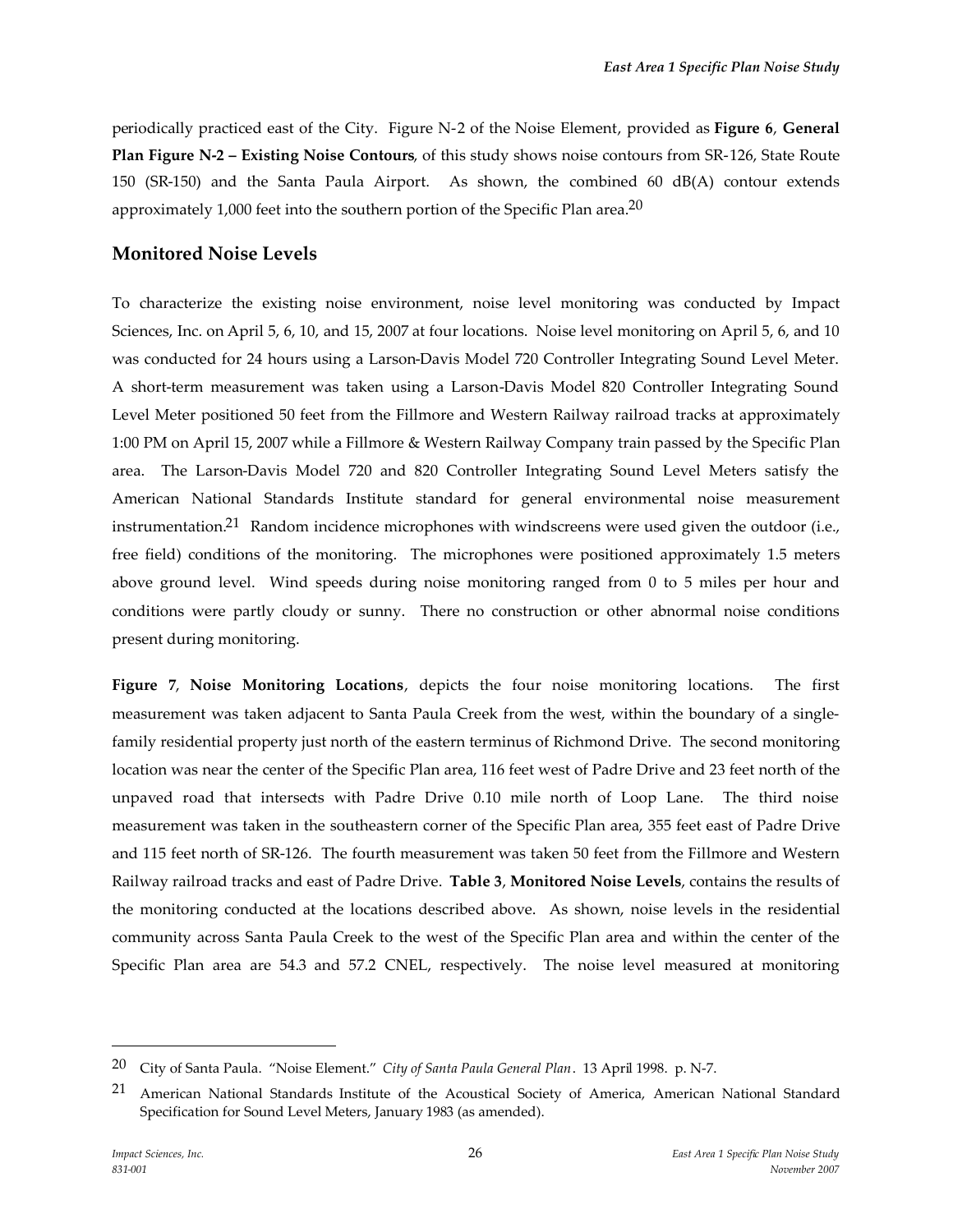periodically practiced east of the City. Figure N-2 of the Noise Element, provided as **Figure 6**, **General Plan Figure N-2 – Existing Noise Contours**, of this study shows noise contours from SR-126, State Route 150 (SR-150) and the Santa Paula Airport. As shown, the combined 60 dB(A) contour extends approximately 1,000 feet into the southern portion of the Specific Plan area.[20]

## Monitored Noise Levels

To characterize the existing noise environment, noise level monitoring was conducted by Impact Sciences, Inc. on April 5, 6, 10, and 15, 2007 at four locations. Noise level monitoring on April 5, 6, and 10 was conducted for 24 hours using a Larson-Davis Model 720 Controller Integrating Sound Level Meter. A short-term measurement was taken using a Larson-Davis Model 820 Controller Integrating Sound Level Meter positioned 50 feet from the Fillmore and Western Railway railroad tracks at approximately 1:00 PM on April 15, 2007 while a Fillmore & Western Railway Company train passed by the Specific Plan area. The Larson-Davis Model 720 and 820 Controller Integrating Sound Level Meters satisfy the American National Standards Institute standard for general environmental noise measurement instrumentation.[21] Random incidence microphones with windscreens were used given the outdoor (i.e., free field) conditions of the monitoring. The microphones were positioned approximately 1.5 meters above ground level. Wind speeds during noise monitoring ranged from 0 to 5 miles per hour and conditions were partly cloudy or sunny. There no construction or other abnormal noise conditions present during monitoring.

**Figure 7**, **Noise Monitoring Locations**, depicts the four noise monitoring locations. The first measurement was taken adjacent to Santa Paula Creek from the west, within the boundary of a single-family residential property just north of the eastern terminus of Richmond Drive. The second monitoring location was near the center of the Specific Plan area, 116 feet west of Padre Drive and 23 feet north of the unpaved road that intersects with Padre Drive 0.10 mile north of Loop Lane. The third noise measurement was taken in the southeastern corner of the Specific Plan area, 355 feet east of Padre Drive and 115 feet north of SR-126. The fourth measurement was taken 50 feet from the Fillmore and Western Railway railroad tracks and east of Padre Drive. **Table 3**, **Monitored Noise Levels**, contains the results of the monitoring conducted at the locations described above. As shown, noise levels in the residential community across Santa Paula Creek to the west of the Specific Plan area and within the center of the Specific Plan area are 54.3 and 57.2 CNEL, respectively. The noise level measured at monitoring

---

20 City of Santa Paula. "Noise Element." *City of Santa Paula General Plan*. 13 April 1998. p. N-7.

21 American National Standards Institute of the Acoustical Society of America, American National Standard Specification for Sound Level Meters, January 1983 (as amended).